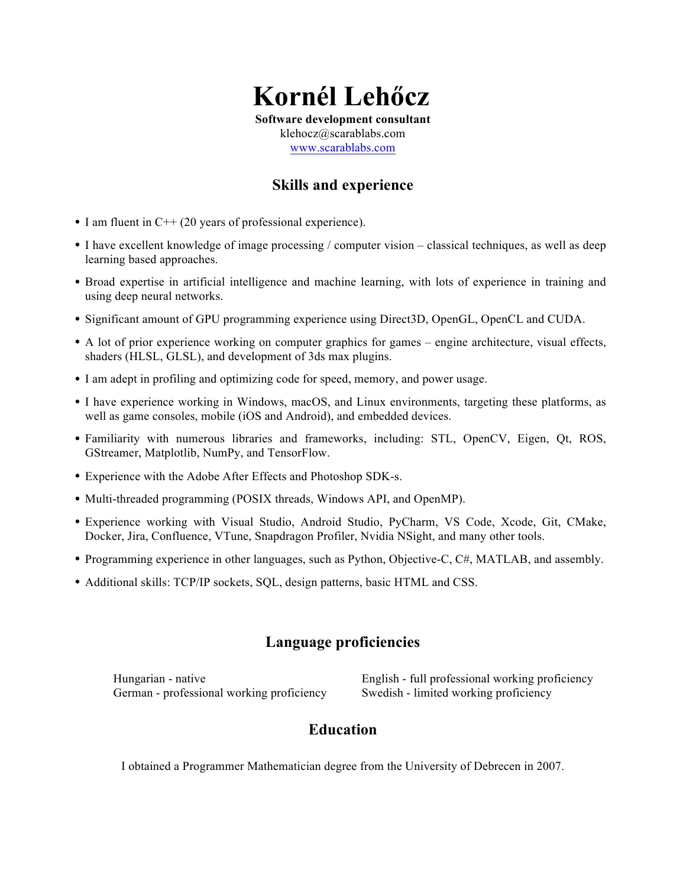# Kornél Lehőcz

**Software development consultant**
klehocz@scarablabs.com
[www.scarablabs.com](http://www.scarablabs.com)

## Skills and experience

- I am fluent in C++ (20 years of professional experience).
- I have excellent knowledge of image processing / computer vision – classical techniques, as well as deep learning based approaches.
- Broad expertise in artificial intelligence and machine learning, with lots of experience in training and using deep neural networks.
- Significant amount of GPU programming experience using Direct3D, OpenGL, OpenCL and CUDA.
- A lot of prior experience working on computer graphics for games – engine architecture, visual effects, shaders (HLSL, GLSL), and development of 3ds max plugins.
- I am adept in profiling and optimizing code for speed, memory, and power usage.
- I have experience working in Windows, macOS, and Linux environments, targeting these platforms, as well as game consoles, mobile (iOS and Android), and embedded devices.
- Familiarity with numerous libraries and frameworks, including: STL, OpenCV, Eigen, Qt, ROS, GStreamer, Matplotlib, NumPy, and TensorFlow.
- Experience with the Adobe After Effects and Photoshop SDK-s.
- Multi-threaded programming (POSIX threads, Windows API, and OpenMP).
- Experience working with Visual Studio, Android Studio, PyCharm, VS Code, Xcode, Git, CMake, Docker, Jira, Confluence, VTune, Snapdragon Profiler, Nvidia NSight, and many other tools.
- Programming experience in other languages, such as Python, Objective-C, C#, MATLAB, and assembly.
- Additional skills: TCP/IP sockets, SQL, design patterns, basic HTML and CSS.

## Language proficiencies

Hungarian - native
English - full professional working proficiency
German - professional working proficiency
Swedish - limited working proficiency

## Education

I obtained a Programmer Mathematician degree from the University of Debrecen in 2007.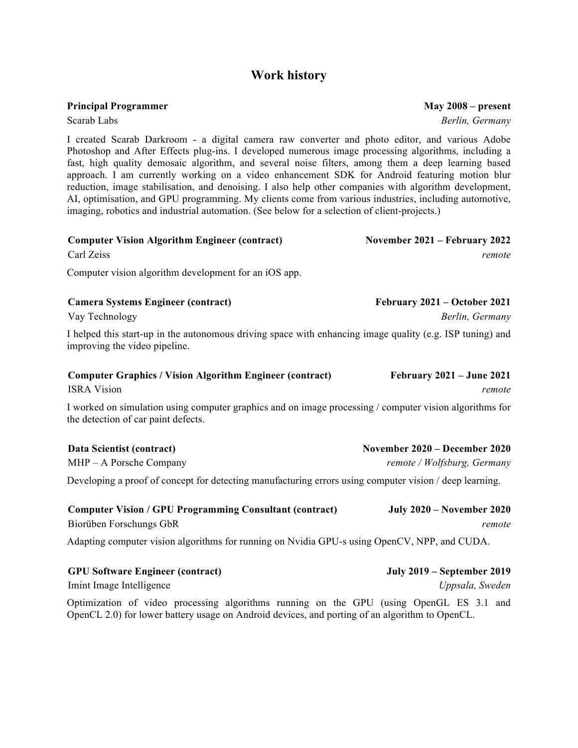## Work history

**Principal Programmer** **May 2008 – present**
Scarab Labs *Berlin, Germany*

I created Scarab Darkroom - a digital camera raw converter and photo editor, and various Adobe Photoshop and After Effects plug-ins. I developed numerous image processing algorithms, including a fast, high quality demosaic algorithm, and several noise filters, among them a deep learning based approach. I am currently working on a video enhancement SDK for Android featuring motion blur reduction, image stabilisation, and denoising. I also help other companies with algorithm development, AI, optimisation, and GPU programming. My clients come from various industries, including automotive, imaging, robotics and industrial automation. (See below for a selection of client-projects.)

**Computer Vision Algorithm Engineer (contract)** **November 2021 – February 2022**
Carl Zeiss *remote*

Computer vision algorithm development for an iOS app.

**Camera Systems Engineer (contract)** **February 2021 – October 2021**
Vay Technology *Berlin, Germany*

I helped this start-up in the autonomous driving space with enhancing image quality (e.g. ISP tuning) and improving the video pipeline.

**Computer Graphics / Vision Algorithm Engineer (contract)** **February 2021 – June 2021**
ISRA Vision *remote*

I worked on simulation using computer graphics and on image processing / computer vision algorithms for the detection of car paint defects.

**Data Scientist (contract)** **November 2020 – December 2020**
MHP – A Porsche Company *remote / Wolfsburg, Germany*

Developing a proof of concept for detecting manufacturing errors using computer vision / deep learning.

**Computer Vision / GPU Programming Consultant (contract)** **July 2020 – November 2020**
Biorüben Forschungs GbR *remote*

Adapting computer vision algorithms for running on Nvidia GPU-s using OpenCV, NPP, and CUDA.

**GPU Software Engineer (contract)** **July 2019 – September 2019**
Imint Image Intelligence *Uppsala, Sweden*

Optimization of video processing algorithms running on the GPU (using OpenGL ES 3.1 and OpenCL 2.0) for lower battery usage on Android devices, and porting of an algorithm to OpenCL.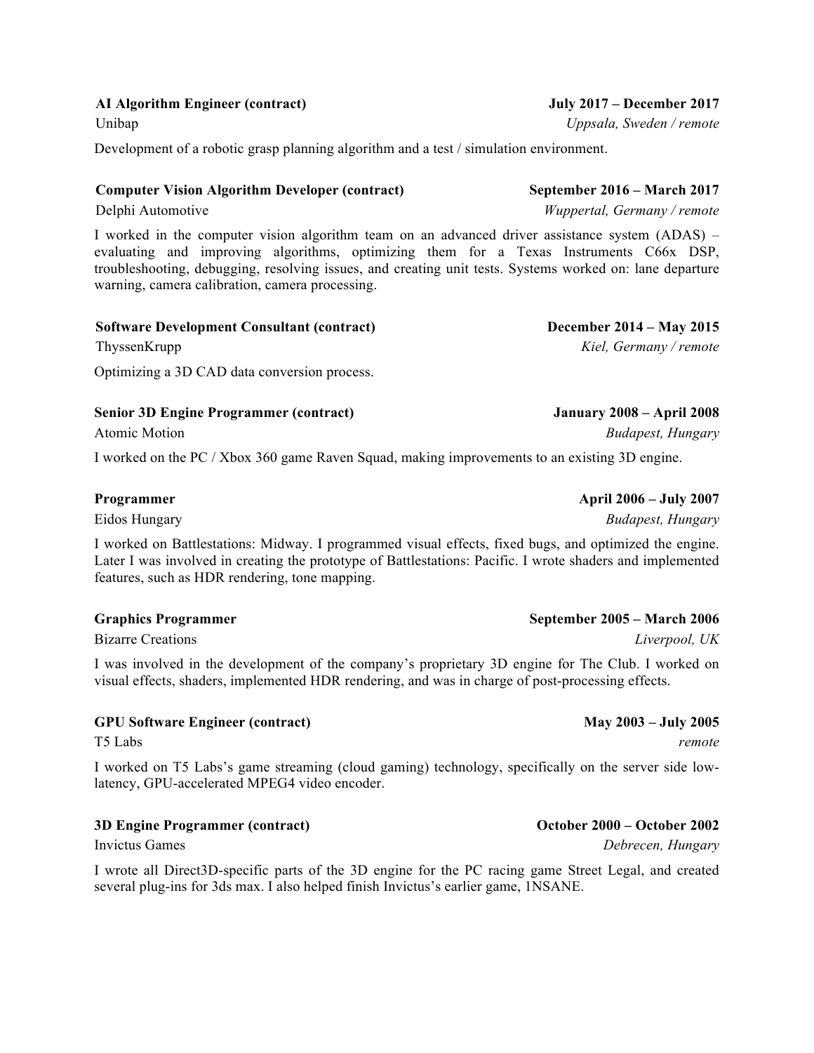**AI Algorithm Engineer (contract)** — **July 2017 – December 2017**
Unibap — *Uppsala, Sweden / remote*

Development of a robotic grasp planning algorithm and a test / simulation environment.

**Computer Vision Algorithm Developer (contract)** — **September 2016 – March 2017**
Delphi Automotive — *Wuppertal, Germany / remote*

I worked in the computer vision algorithm team on an advanced driver assistance system (ADAS) – evaluating and improving algorithms, optimizing them for a Texas Instruments C66x DSP, troubleshooting, debugging, resolving issues, and creating unit tests. Systems worked on: lane departure warning, camera calibration, camera processing.

**Software Development Consultant (contract)** — **December 2014 – May 2015**
ThyssenKrupp — *Kiel, Germany / remote*

Optimizing a 3D CAD data conversion process.

**Senior 3D Engine Programmer (contract)** — **January 2008 – April 2008**
Atomic Motion — *Budapest, Hungary*

I worked on the PC / Xbox 360 game Raven Squad, making improvements to an existing 3D engine.

**Programmer** — **April 2006 – July 2007**
Eidos Hungary — *Budapest, Hungary*

I worked on Battlestations: Midway. I programmed visual effects, fixed bugs, and optimized the engine. Later I was involved in creating the prototype of Battlestations: Pacific. I wrote shaders and implemented features, such as HDR rendering, tone mapping.

**Graphics Programmer** — **September 2005 – March 2006**
Bizarre Creations — *Liverpool, UK*

I was involved in the development of the company's proprietary 3D engine for The Club. I worked on visual effects, shaders, implemented HDR rendering, and was in charge of post-processing effects.

**GPU Software Engineer (contract)** — **May 2003 – July 2005**
T5 Labs — *remote*

I worked on T5 Labs's game streaming (cloud gaming) technology, specifically on the server side low-latency, GPU-accelerated MPEG4 video encoder.

**3D Engine Programmer (contract)** — **October 2000 – October 2002**
Invictus Games — *Debrecen, Hungary*

I wrote all Direct3D-specific parts of the 3D engine for the PC racing game Street Legal, and created several plug-ins for 3ds max. I also helped finish Invictus's earlier game, 1NSANE.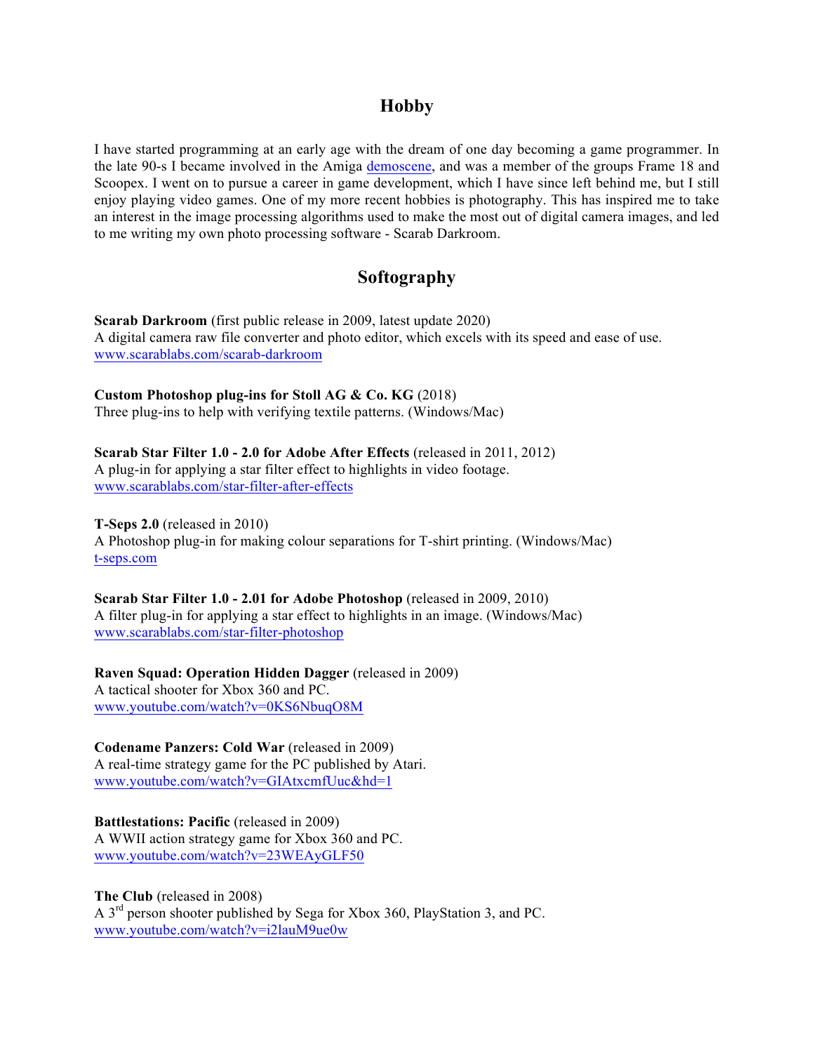## Hobby

I have started programming at an early age with the dream of one day becoming a game programmer. In the late 90-s I became involved in the Amiga [demoscene](), and was a member of the groups Frame 18 and Scoopex. I went on to pursue a career in game development, which I have since left behind me, but I still enjoy playing video games. One of my more recent hobbies is photography. This has inspired me to take an interest in the image processing algorithms used to make the most out of digital camera images, and led to me writing my own photo processing software - Scarab Darkroom.

## Softography

**Scarab Darkroom** (first public release in 2009, latest update 2020)
A digital camera raw file converter and photo editor, which excels with its speed and ease of use.
www.scarablabs.com/scarab-darkroom

**Custom Photoshop plug-ins for Stoll AG & Co. KG** (2018)
Three plug-ins to help with verifying textile patterns. (Windows/Mac)

**Scarab Star Filter 1.0 - 2.0 for Adobe After Effects** (released in 2011, 2012)
A plug-in for applying a star filter effect to highlights in video footage.
www.scarablabs.com/star-filter-after-effects

**T-Seps 2.0** (released in 2010)
A Photoshop plug-in for making colour separations for T-shirt printing. (Windows/Mac)
t-seps.com

**Scarab Star Filter 1.0 - 2.01 for Adobe Photoshop** (released in 2009, 2010)
A filter plug-in for applying a star effect to highlights in an image. (Windows/Mac)
www.scarablabs.com/star-filter-photoshop

**Raven Squad: Operation Hidden Dagger** (released in 2009)
A tactical shooter for Xbox 360 and PC.
www.youtube.com/watch?v=0KS6NbuqO8M

**Codename Panzers: Cold War** (released in 2009)
A real-time strategy game for the PC published by Atari.
www.youtube.com/watch?v=GIAtxcmfUuc&hd=1

**Battlestations: Pacific** (released in 2009)
A WWII action strategy game for Xbox 360 and PC.
www.youtube.com/watch?v=23WEAyGLF50

**The Club** (released in 2008)
A 3rd person shooter published by Sega for Xbox 360, PlayStation 3, and PC.
www.youtube.com/watch?v=i2lauM9ue0w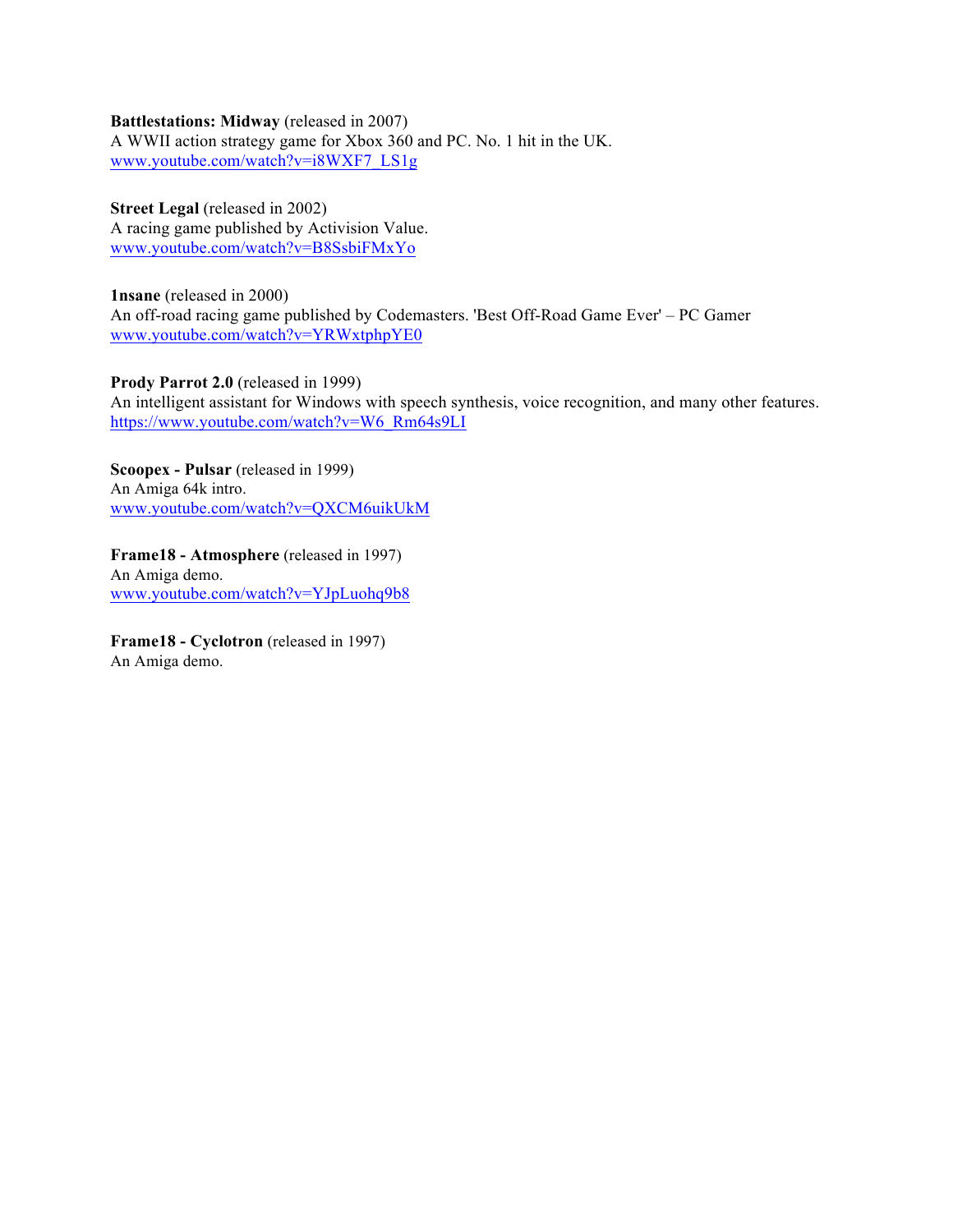**Battlestations: Midway** (released in 2007)
A WWII action strategy game for Xbox 360 and PC. No. 1 hit in the UK.
www.youtube.com/watch?v=i8WXF7_LS1g

**Street Legal** (released in 2002)
A racing game published by Activision Value.
www.youtube.com/watch?v=B8SsbiFMxYo

**1nsane** (released in 2000)
An off-road racing game published by Codemasters. 'Best Off-Road Game Ever' – PC Gamer
www.youtube.com/watch?v=YRWxtphpYE0

**Prody Parrot 2.0** (released in 1999)
An intelligent assistant for Windows with speech synthesis, voice recognition, and many other features.
https://www.youtube.com/watch?v=W6_Rm64s9LI

**Scoopex - Pulsar** (released in 1999)
An Amiga 64k intro.
www.youtube.com/watch?v=QXCM6uikUkM

**Frame18 - Atmosphere** (released in 1997)
An Amiga demo.
www.youtube.com/watch?v=YJpLuohq9b8

**Frame18 - Cyclotron** (released in 1997)
An Amiga demo.